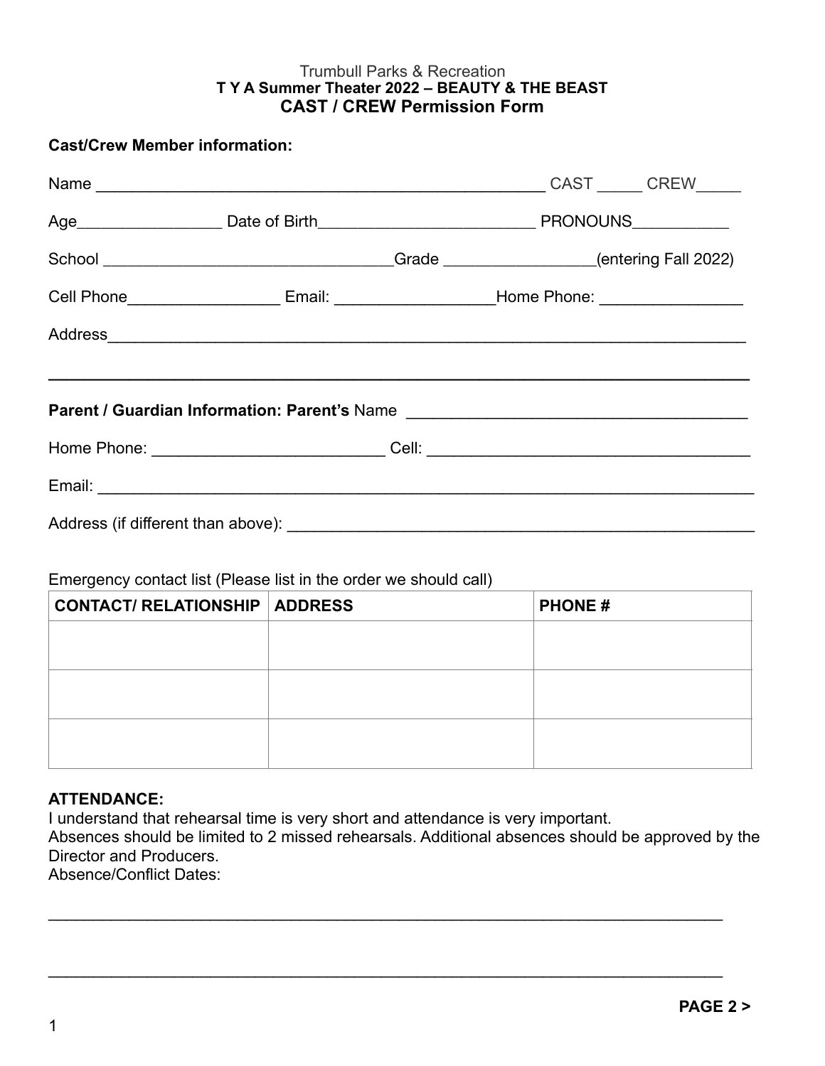Trumbull Parks & Recreation

**T Y A Summer Theater 2022 – BEAUTY & THE BEAST**

## CAST / CREW Permission Form

**Cast/Crew Member information:**

Name ____________________________________________________ CAST _____ CREW_____

Age_________________ Date of Birth_________________________ PRONOUNS___________

School _________________________________Grade _________________(entering Fall 2022)

Cell Phone_________________ Email: _________________Home Phone: ________________

Address___________________________________________________________________________

---

**Parent / Guardian Information: Parent's** Name ______________________________________

Home Phone: __________________________ Cell: ____________________________________

Email: ______________________________________________________________________________

Address (if different than above): _____________________________________________________

Emergency contact list (Please list in the order we should call)

| CONTACT/ RELATIONSHIP | ADDRESS | PHONE # |
|---|---|---|
| | | |
| | | |
| | | |

**ATTENDANCE:**

I understand that rehearsal time is very short and attendance is very important.
Absences should be limited to 2 missed rehearsals. Additional absences should be approved by the Director and Producers.
Absence/Conflict Dates:

___________________________________________________________________________

___________________________________________________________________________

**PAGE 2 >**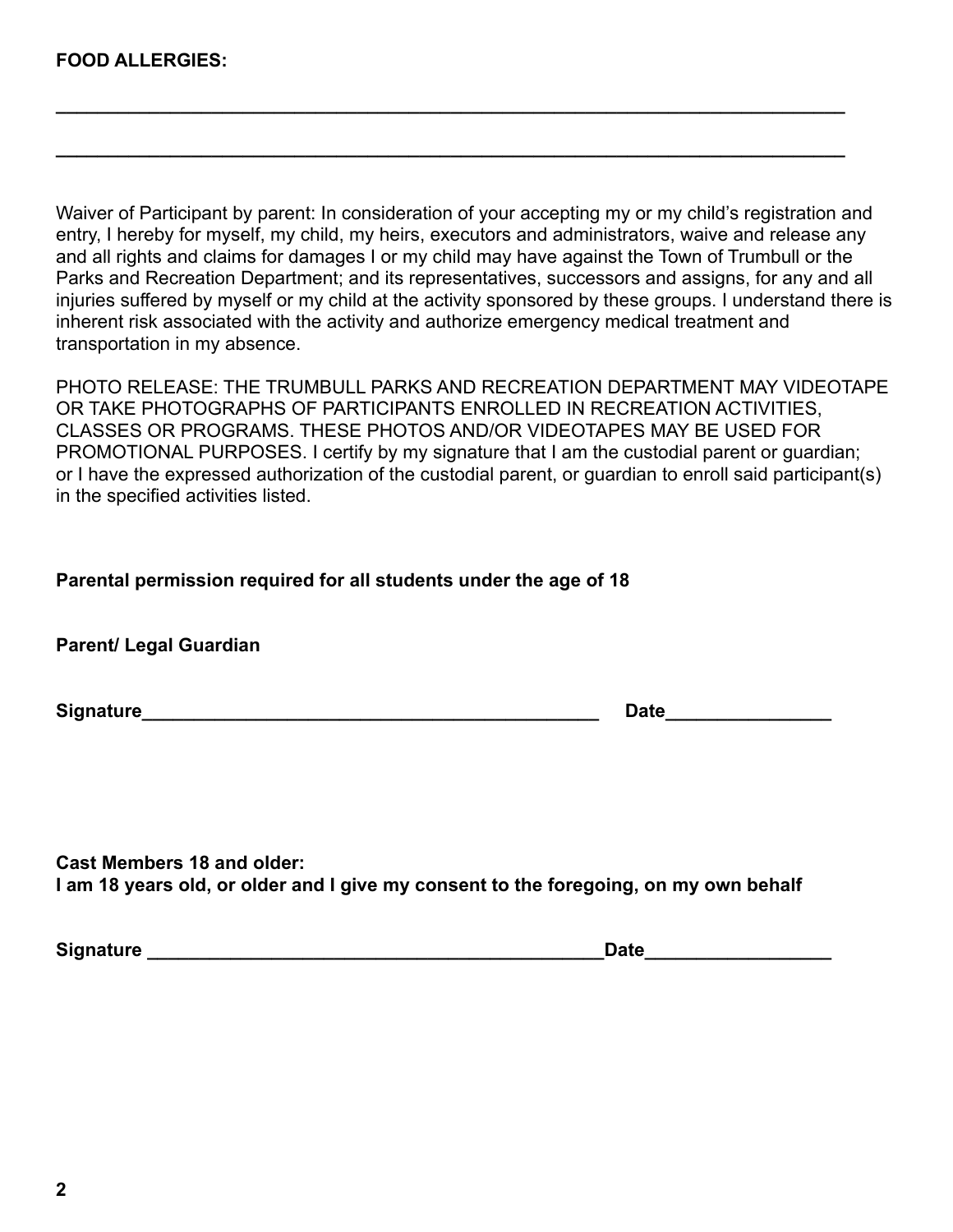**FOOD ALLERGIES:**

______________________________________________________________________________

______________________________________________________________________________

Waiver of Participant by parent: In consideration of your accepting my or my child's registration and entry, I hereby for myself, my child, my heirs, executors and administrators, waive and release any and all rights and claims for damages I or my child may have against the Town of Trumbull or the Parks and Recreation Department; and its representatives, successors and assigns, for any and all injuries suffered by myself or my child at the activity sponsored by these groups. I understand there is inherent risk associated with the activity and authorize emergency medical treatment and transportation in my absence.

PHOTO RELEASE: THE TRUMBULL PARKS AND RECREATION DEPARTMENT MAY VIDEOTAPE OR TAKE PHOTOGRAPHS OF PARTICIPANTS ENROLLED IN RECREATION ACTIVITIES, CLASSES OR PROGRAMS. THESE PHOTOS AND/OR VIDEOTAPES MAY BE USED FOR PROMOTIONAL PURPOSES. I certify by my signature that I am the custodial parent or guardian; or I have the expressed authorization of the custodial parent, or guardian to enroll said participant(s) in the specified activities listed.

**Parental permission required for all students under the age of 18**

**Parent/ Legal Guardian**

**Signature**_______________________________________________ **Date**________________

**Cast Members 18 and older:**
**I am 18 years old, or older and I give my consent to the foregoing, on my own behalf**

**Signature** _______________________________________________**Date**__________________